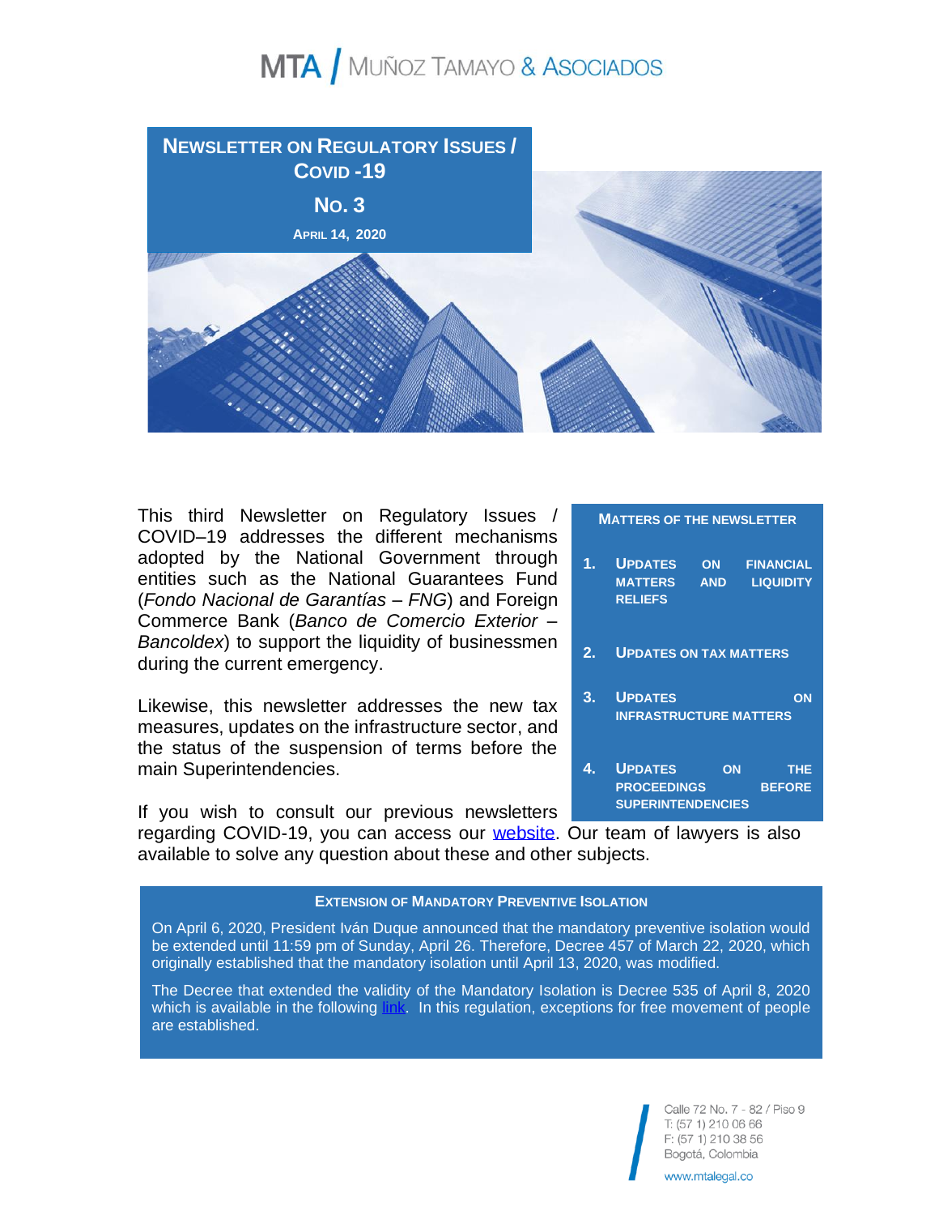# MTA / MUÑOZ TAMAYO & ASOCIADOS

## NEWSLETTER ON REGULATORY ISSUES / COVID -19

**NO. 3**

**APRIL 14, 2020**

This third Newsletter on Regulatory Issues / COVID–19 addresses the different mechanisms adopted by the National Government through entities such as the National Guarantees Fund (*Fondo Nacional de Garantías – FNG*) and Foreign Commerce Bank (*Banco de Comercio Exterior – Bancoldex*) to support the liquidity of businessmen during the current emergency.

Likewise, this newsletter addresses the new tax measures, updates on the infrastructure sector, and the status of the suspension of terms before the main Superintendencies.

If you wish to consult our previous newsletters regarding COVID-19, you can access our website. Our team of lawyers is also available to solve any question about these and other subjects.

**MATTERS OF THE NEWSLETTER**

1. **UPDATES ON FINANCIAL MATTERS AND LIQUIDITY RELIEFS**
2. **UPDATES ON TAX MATTERS**
3. **UPDATES ON INFRASTRUCTURE MATTERS**
4. **UPDATES ON THE PROCEEDINGS BEFORE SUPERINTENDENCIES**

### EXTENSION OF MANDATORY PREVENTIVE ISOLATION

On April 6, 2020, President Iván Duque announced that the mandatory preventive isolation would be extended until 11:59 pm of Sunday, April 26. Therefore, Decree 457 of March 22, 2020, which originally established that the mandatory isolation until April 13, 2020, was modified.

The Decree that extended the validity of the Mandatory Isolation is Decree 535 of April 8, 2020 which is available in the following link. In this regulation, exceptions for free movement of people are established.

Calle 72 No. 7 - 82 / Piso 9
T: (57 1) 210 06 66
F: (57 1) 210 38 56
Bogotá, Colombia
www.mtalegal.co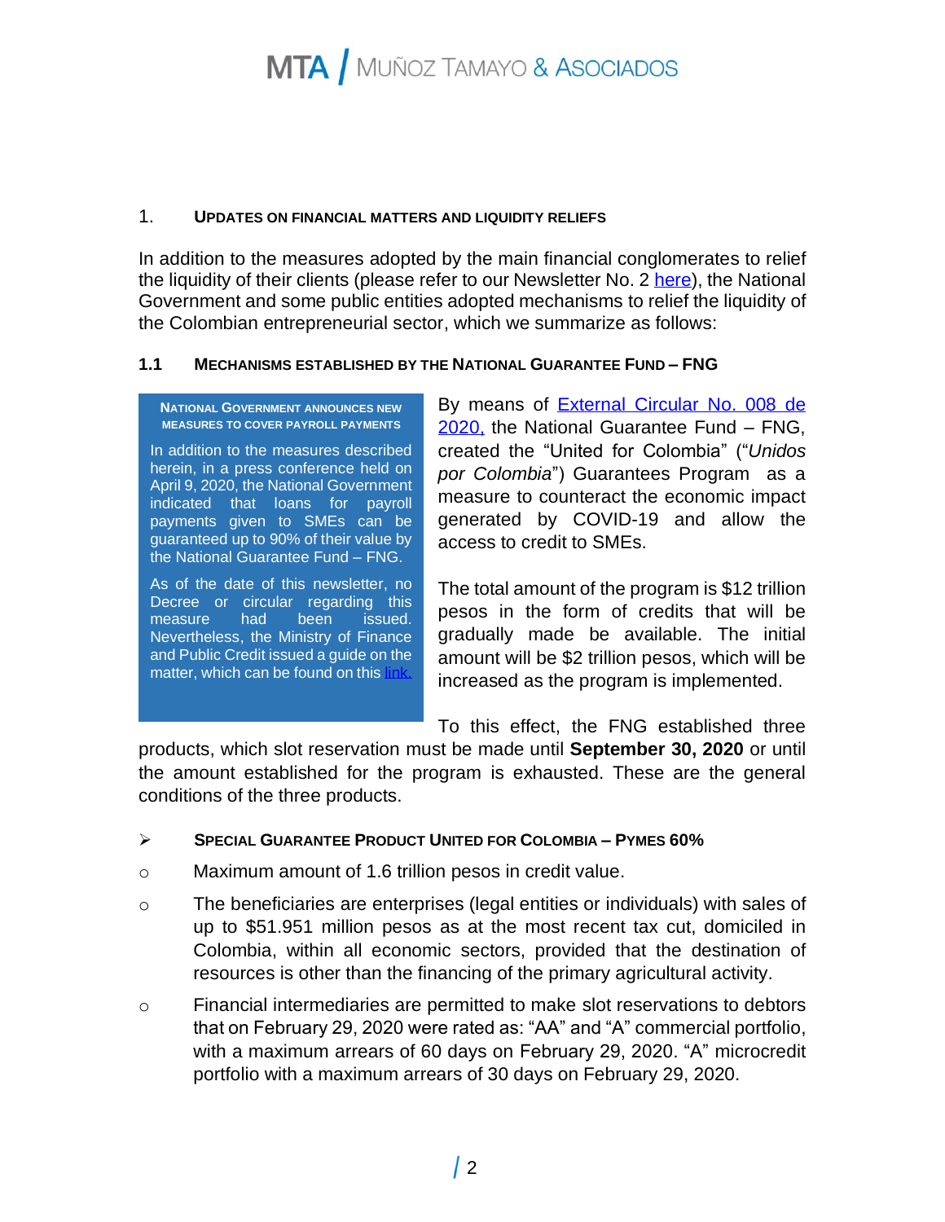## 1. Updates on Financial Matters and Liquidity Reliefs

In addition to the measures adopted by the main financial conglomerates to relief the liquidity of their clients (please refer to our Newsletter No. 2 [here](here)), the National Government and some public entities adopted mechanisms to relief the liquidity of the Colombian entrepreneurial sector, which we summarize as follows:

### 1.1 Mechanisms Established by the National Guarantee Fund – FNG

> **National Government announces new measures to cover payroll payments**
>
> In addition to the measures described herein, in a press conference held on April 9, 2020, the National Government indicated that loans for payroll payments given to SMEs can be guaranteed up to 90% of their value by the National Guarantee Fund – FNG.
>
> As of the date of this newsletter, no Decree or circular regarding this measure had been issued. Nevertheless, the Ministry of Finance and Public Credit issued a guide on the matter, which can be found on this [link.](link)

By means of [External Circular No. 008 de 2020,](External Circular No. 008 de 2020) the National Guarantee Fund – FNG, created the "United for Colombia" ("*Unidos por Colombia*") Guarantees Program as a measure to counteract the economic impact generated by COVID-19 and allow the access to credit to SMEs.

The total amount of the program is $12 trillion pesos in the form of credits that will be gradually made be available. The initial amount will be $2 trillion pesos, which will be increased as the program is implemented.

To this effect, the FNG established three products, which slot reservation must be made until **September 30, 2020** or until the amount established for the program is exhausted. These are the general conditions of the three products.

- **Special Guarantee Product United for Colombia – Pymes 60%**
  - Maximum amount of 1.6 trillion pesos in credit value.
  - The beneficiaries are enterprises (legal entities or individuals) with sales of up to $51.951 million pesos as at the most recent tax cut, domiciled in Colombia, within all economic sectors, provided that the destination of resources is other than the financing of the primary agricultural activity.
  - Financial intermediaries are permitted to make slot reservations to debtors that on February 29, 2020 were rated as: "AA" and "A" commercial portfolio, with a maximum arrears of 60 days on February 29, 2020. "A" microcredit portfolio with a maximum arrears of 30 days on February 29, 2020.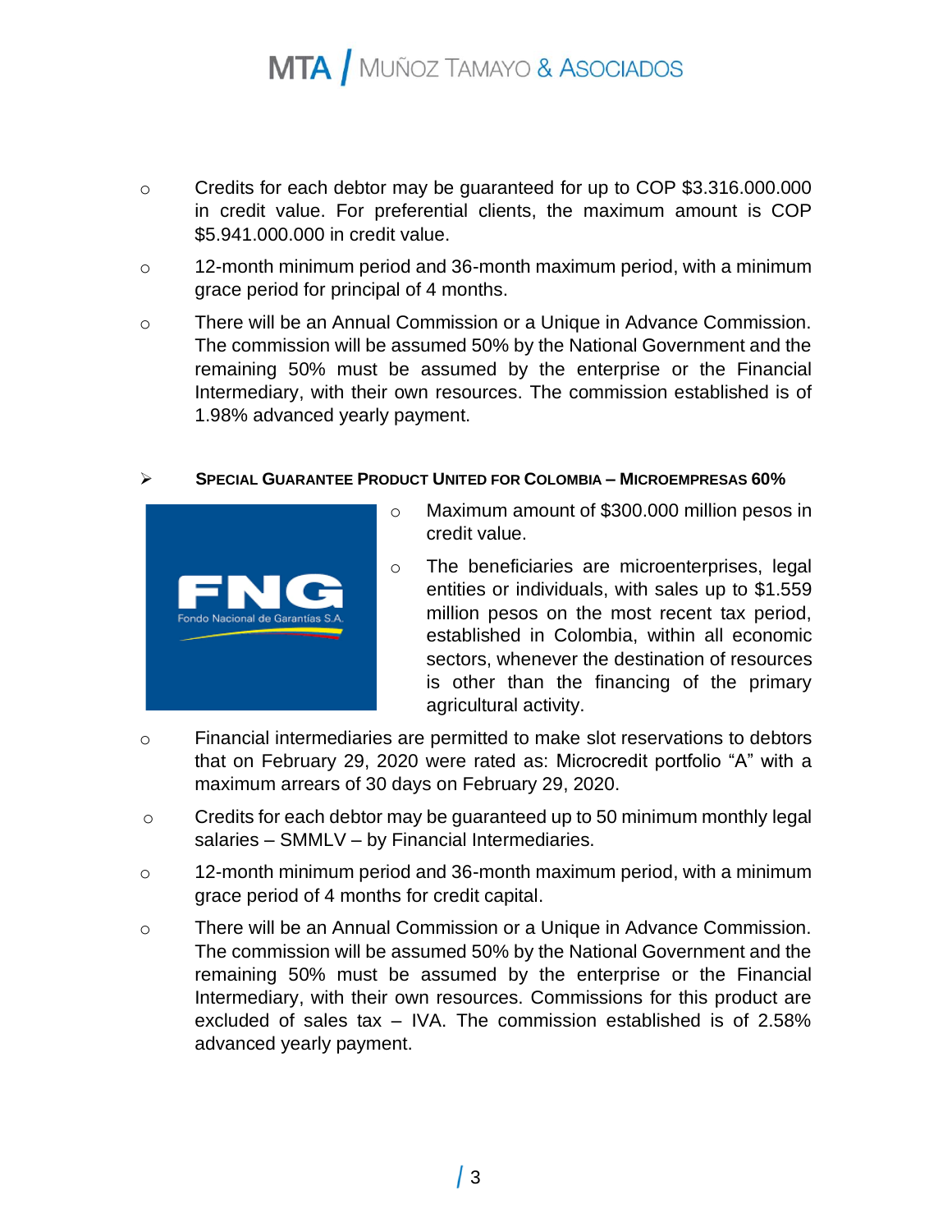- Credits for each debtor may be guaranteed for up to COP $3.316.000.000 in credit value. For preferential clients, the maximum amount is COP $5.941.000.000 in credit value.
- 12-month minimum period and 36-month maximum period, with a minimum grace period for principal of 4 months.
- There will be an Annual Commission or a Unique in Advance Commission. The commission will be assumed 50% by the National Government and the remaining 50% must be assumed by the enterprise or the Financial Intermediary, with their own resources. The commission established is of 1.98% advanced yearly payment.

➢ **SPECIAL GUARANTEE PRODUCT UNITED FOR COLOMBIA – MICROEMPRESAS 60%**

- Maximum amount of $300.000 million pesos in credit value.
- The beneficiaries are microenterprises, legal entities or individuals, with sales up to $1.559 million pesos on the most recent tax period, established in Colombia, within all economic sectors, whenever the destination of resources is other than the financing of the primary agricultural activity.
- Financial intermediaries are permitted to make slot reservations to debtors that on February 29, 2020 were rated as: Microcredit portfolio "A" with a maximum arrears of 30 days on February 29, 2020.
- Credits for each debtor may be guaranteed up to 50 minimum monthly legal salaries – SMMLV – by Financial Intermediaries.
- 12-month minimum period and 36-month maximum period, with a minimum grace period of 4 months for credit capital.
- There will be an Annual Commission or a Unique in Advance Commission. The commission will be assumed 50% by the National Government and the remaining 50% must be assumed by the enterprise or the Financial Intermediary, with their own resources. Commissions for this product are excluded of sales tax – IVA. The commission established is of 2.58% advanced yearly payment.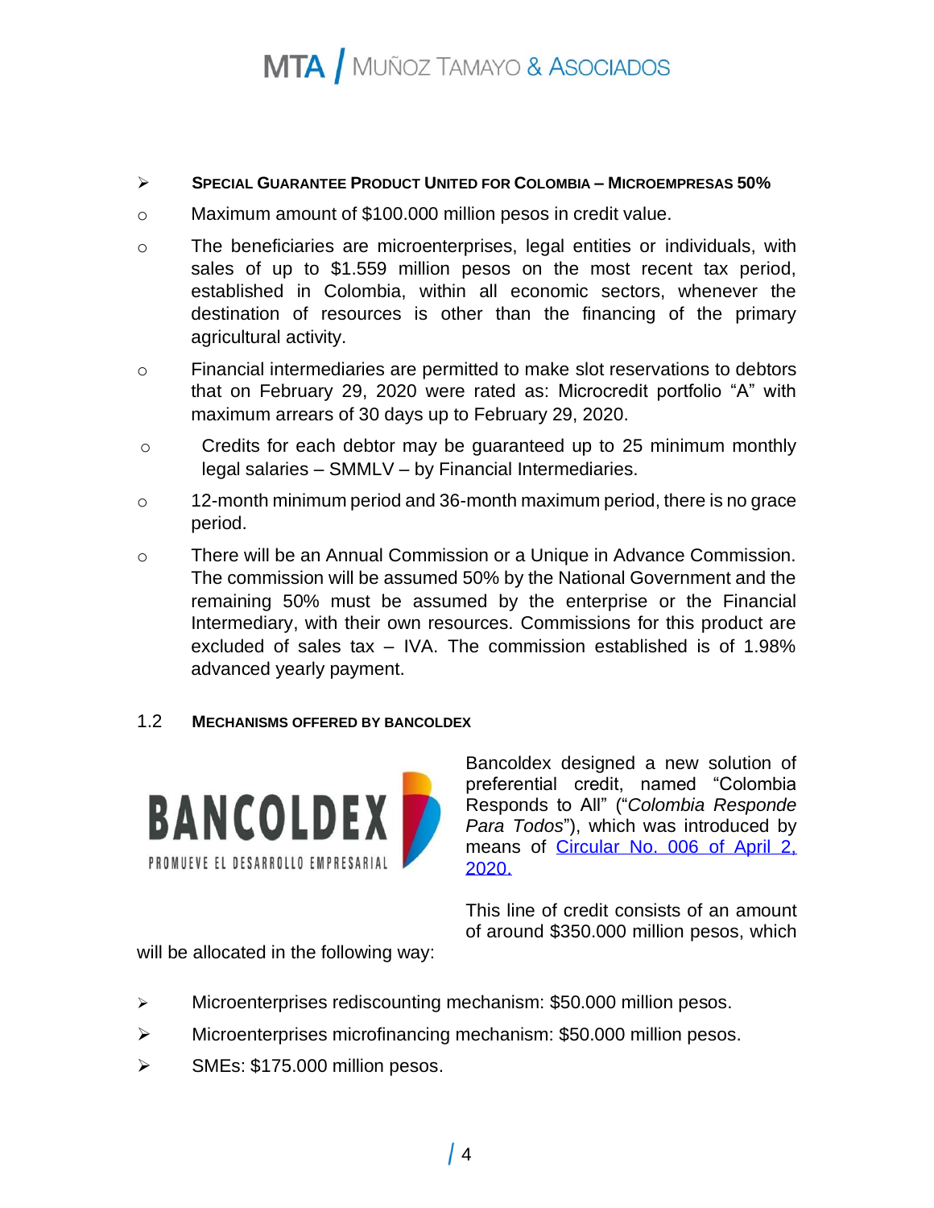- **SPECIAL GUARANTEE PRODUCT UNITED FOR COLOMBIA – MICROEMPRESAS 50%**
  - Maximum amount of $100.000 million pesos in credit value.
  - The beneficiaries are microenterprises, legal entities or individuals, with sales of up to $1.559 million pesos on the most recent tax period, established in Colombia, within all economic sectors, whenever the destination of resources is other than the financing of the primary agricultural activity.
  - Financial intermediaries are permitted to make slot reservations to debtors that on February 29, 2020 were rated as: Microcredit portfolio "A" with maximum arrears of 30 days up to February 29, 2020.
  - Credits for each debtor may be guaranteed up to 25 minimum monthly legal salaries – SMMLV – by Financial Intermediaries.
  - 12-month minimum period and 36-month maximum period, there is no grace period.
  - There will be an Annual Commission or a Unique in Advance Commission. The commission will be assumed 50% by the National Government and the remaining 50% must be assumed by the enterprise or the Financial Intermediary, with their own resources. Commissions for this product are excluded of sales tax – IVA. The commission established is of 1.98% advanced yearly payment.

### 1.2 MECHANISMS OFFERED BY BANCOLDEX

BANCOLDEX
PROMUEVE EL DESARROLLO EMPRESARIAL

Bancoldex designed a new solution of preferential credit, named "Colombia Responds to All" ("*Colombia Responde Para Todos*"), which was introduced by means of [Circular No. 006 of April 2, 2020.]

This line of credit consists of an amount of around $350.000 million pesos, which will be allocated in the following way:

- Microenterprises rediscounting mechanism: $50.000 million pesos.
- Microenterprises microfinancing mechanism: $50.000 million pesos.
- SMEs: $175.000 million pesos.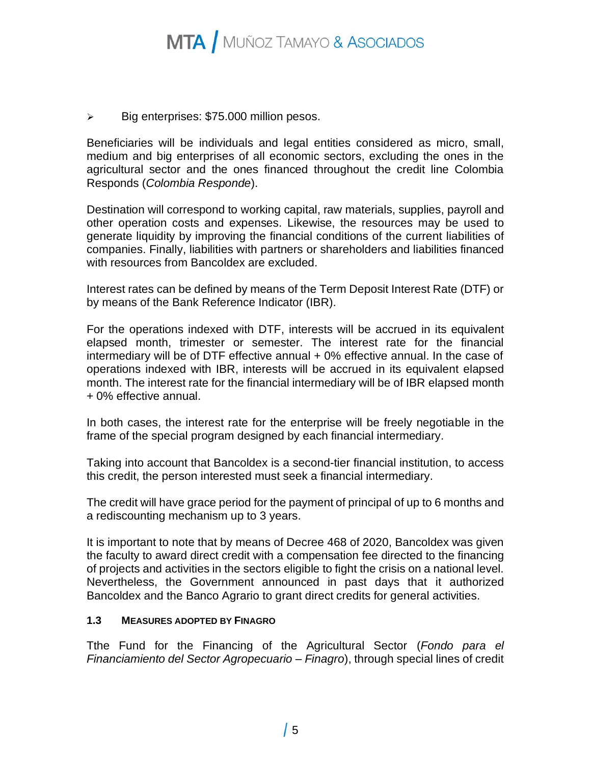- Big enterprises: $75.000 million pesos.

Beneficiaries will be individuals and legal entities considered as micro, small, medium and big enterprises of all economic sectors, excluding the ones in the agricultural sector and the ones financed throughout the credit line Colombia Responds (*Colombia Responde*).

Destination will correspond to working capital, raw materials, supplies, payroll and other operation costs and expenses. Likewise, the resources may be used to generate liquidity by improving the financial conditions of the current liabilities of companies. Finally, liabilities with partners or shareholders and liabilities financed with resources from Bancoldex are excluded.

Interest rates can be defined by means of the Term Deposit Interest Rate (DTF) or by means of the Bank Reference Indicator (IBR).

For the operations indexed with DTF, interests will be accrued in its equivalent elapsed month, trimester or semester. The interest rate for the financial intermediary will be of DTF effective annual + 0% effective annual. In the case of operations indexed with IBR, interests will be accrued in its equivalent elapsed month. The interest rate for the financial intermediary will be of IBR elapsed month + 0% effective annual.

In both cases, the interest rate for the enterprise will be freely negotiable in the frame of the special program designed by each financial intermediary.

Taking into account that Bancoldex is a second-tier financial institution, to access this credit, the person interested must seek a financial intermediary.

The credit will have grace period for the payment of principal of up to 6 months and a rediscounting mechanism up to 3 years.

It is important to note that by means of Decree 468 of 2020, Bancoldex was given the faculty to award direct credit with a compensation fee directed to the financing of projects and activities in the sectors eligible to fight the crisis on a national level. Nevertheless, the Government announced in past days that it authorized Bancoldex and the Banco Agrario to grant direct credits for general activities.

### 1.3 Measures adopted by Finagro

Tthe Fund for the Financing of the Agricultural Sector (*Fondo para el Financiamiento del Sector Agropecuario – Finagro*), through special lines of credit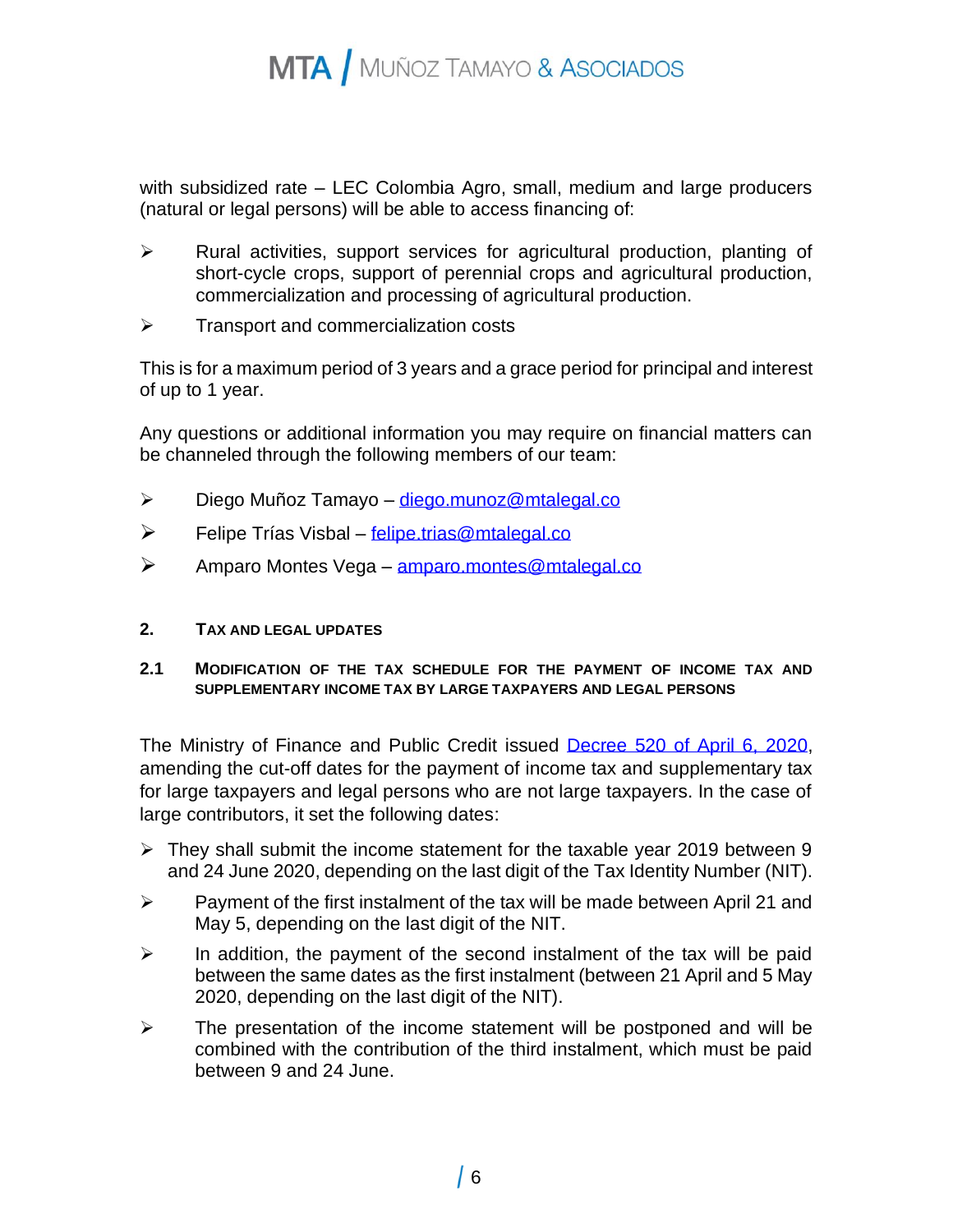with subsidized rate – LEC Colombia Agro, small, medium and large producers (natural or legal persons) will be able to access financing of:

- Rural activities, support services for agricultural production, planting of short-cycle crops, support of perennial crops and agricultural production, commercialization and processing of agricultural production.
- Transport and commercialization costs

This is for a maximum period of 3 years and a grace period for principal and interest of up to 1 year.

Any questions or additional information you may require on financial matters can be channeled through the following members of our team:

- Diego Muñoz Tamayo – diego.munoz@mtalegal.co
- Felipe Trías Visbal – felipe.trias@mtalegal.co
- Amparo Montes Vega – amparo.montes@mtalegal.co

## 2. TAX AND LEGAL UPDATES

### 2.1 MODIFICATION OF THE TAX SCHEDULE FOR THE PAYMENT OF INCOME TAX AND SUPPLEMENTARY INCOME TAX BY LARGE TAXPAYERS AND LEGAL PERSONS

The Ministry of Finance and Public Credit issued Decree 520 of April 6, 2020, amending the cut-off dates for the payment of income tax and supplementary tax for large taxpayers and legal persons who are not large taxpayers. In the case of large contributors, it set the following dates:

- They shall submit the income statement for the taxable year 2019 between 9 and 24 June 2020, depending on the last digit of the Tax Identity Number (NIT).
- Payment of the first instalment of the tax will be made between April 21 and May 5, depending on the last digit of the NIT.
- In addition, the payment of the second instalment of the tax will be paid between the same dates as the first instalment (between 21 April and 5 May 2020, depending on the last digit of the NIT).
- The presentation of the income statement will be postponed and will be combined with the contribution of the third instalment, which must be paid between 9 and 24 June.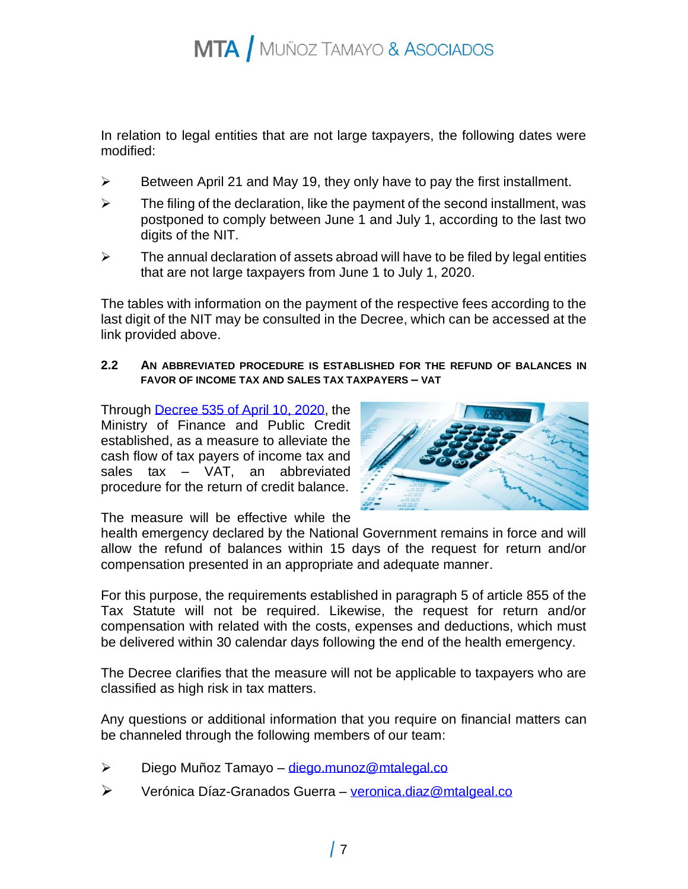In relation to legal entities that are not large taxpayers, the following dates were modified:

- Between April 21 and May 19, they only have to pay the first installment.
- The filing of the declaration, like the payment of the second installment, was postponed to comply between June 1 and July 1, according to the last two digits of the NIT.
- The annual declaration of assets abroad will have to be filed by legal entities that are not large taxpayers from June 1 to July 1, 2020.

The tables with information on the payment of the respective fees according to the last digit of the NIT may be consulted in the Decree, which can be accessed at the link provided above.

### 2.2 AN ABBREVIATED PROCEDURE IS ESTABLISHED FOR THE REFUND OF BALANCES IN FAVOR OF INCOME TAX AND SALES TAX TAXPAYERS – VAT

Through [Decree 535 of April 10, 2020](), the Ministry of Finance and Public Credit established, as a measure to alleviate the cash flow of tax payers of income tax and sales tax – VAT, an abbreviated procedure for the return of credit balance.

The measure will be effective while the health emergency declared by the National Government remains in force and will allow the refund of balances within 15 days of the request for return and/or compensation presented in an appropriate and adequate manner.

For this purpose, the requirements established in paragraph 5 of article 855 of the Tax Statute will not be required. Likewise, the request for return and/or compensation with related with the costs, expenses and deductions, which must be delivered within 30 calendar days following the end of the health emergency.

The Decree clarifies that the measure will not be applicable to taxpayers who are classified as high risk in tax matters.

Any questions or additional information that you require on financial matters can be channeled through the following members of our team:

- Diego Muñoz Tamayo – [diego.munoz@mtalegal.co]()
- Verónica Díaz-Granados Guerra – [veronica.diaz@mtalgeal.co]()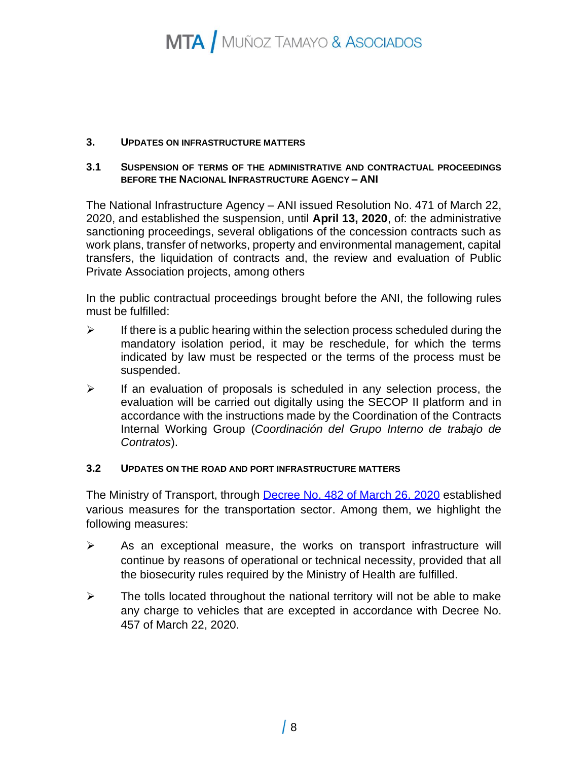## 3. Updates on Infrastructure Matters

### 3.1 Suspension of terms of the administrative and contractual proceedings before the Nacional Infrastructure Agency – ANI

The National Infrastructure Agency – ANI issued Resolution No. 471 of March 22, 2020, and established the suspension, until **April 13, 2020**, of: the administrative sanctioning proceedings, several obligations of the concession contracts such as work plans, transfer of networks, property and environmental management, capital transfers, the liquidation of contracts and, the review and evaluation of Public Private Association projects, among others

In the public contractual proceedings brought before the ANI, the following rules must be fulfilled:

- If there is a public hearing within the selection process scheduled during the mandatory isolation period, it may be reschedule, for which the terms indicated by law must be respected or the terms of the process must be suspended.
- If an evaluation of proposals is scheduled in any selection process, the evaluation will be carried out digitally using the SECOP II platform and in accordance with the instructions made by the Coordination of the Contracts Internal Working Group (*Coordinación del Grupo Interno de trabajo de Contratos*).

### 3.2 Updates on the road and port infrastructure matters

The Ministry of Transport, through Decree No. 482 of March 26, 2020 established various measures for the transportation sector. Among them, we highlight the following measures:

- As an exceptional measure, the works on transport infrastructure will continue by reasons of operational or technical necessity, provided that all the biosecurity rules required by the Ministry of Health are fulfilled.
- The tolls located throughout the national territory will not be able to make any charge to vehicles that are excepted in accordance with Decree No. 457 of March 22, 2020.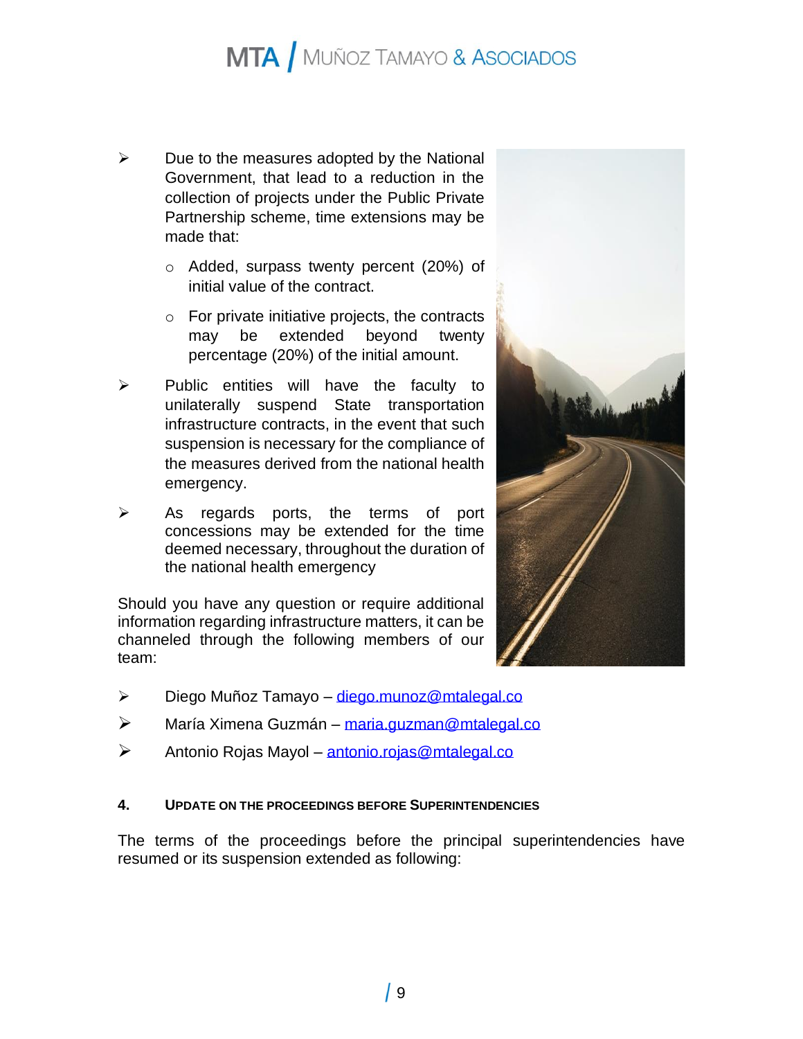- Due to the measures adopted by the National Government, that lead to a reduction in the collection of projects under the Public Private Partnership scheme, time extensions may be made that:

    - Added, surpass twenty percent (20%) of initial value of the contract.

    - For private initiative projects, the contracts may be extended beyond twenty percentage (20%) of the initial amount.

- Public entities will have the faculty to unilaterally suspend State transportation infrastructure contracts, in the event that such suspension is necessary for the compliance of the measures derived from the national health emergency.

- As regards ports, the terms of port concessions may be extended for the time deemed necessary, throughout the duration of the national health emergency

Should you have any question or require additional information regarding infrastructure matters, it can be channeled through the following members of our team:

- Diego Muñoz Tamayo – [diego.munoz@mtalegal.co](mailto:diego.munoz@mtalegal.co)
- María Ximena Guzmán – [maria.guzman@mtalegal.co](mailto:maria.guzman@mtalegal.co)
- Antonio Rojas Mayol – [antonio.rojas@mtalegal.co](mailto:antonio.rojas@mtalegal.co)

## 4. UPDATE ON THE PROCEEDINGS BEFORE SUPERINTENDENCIES

The terms of the proceedings before the principal superintendencies have resumed or its suspension extended as following: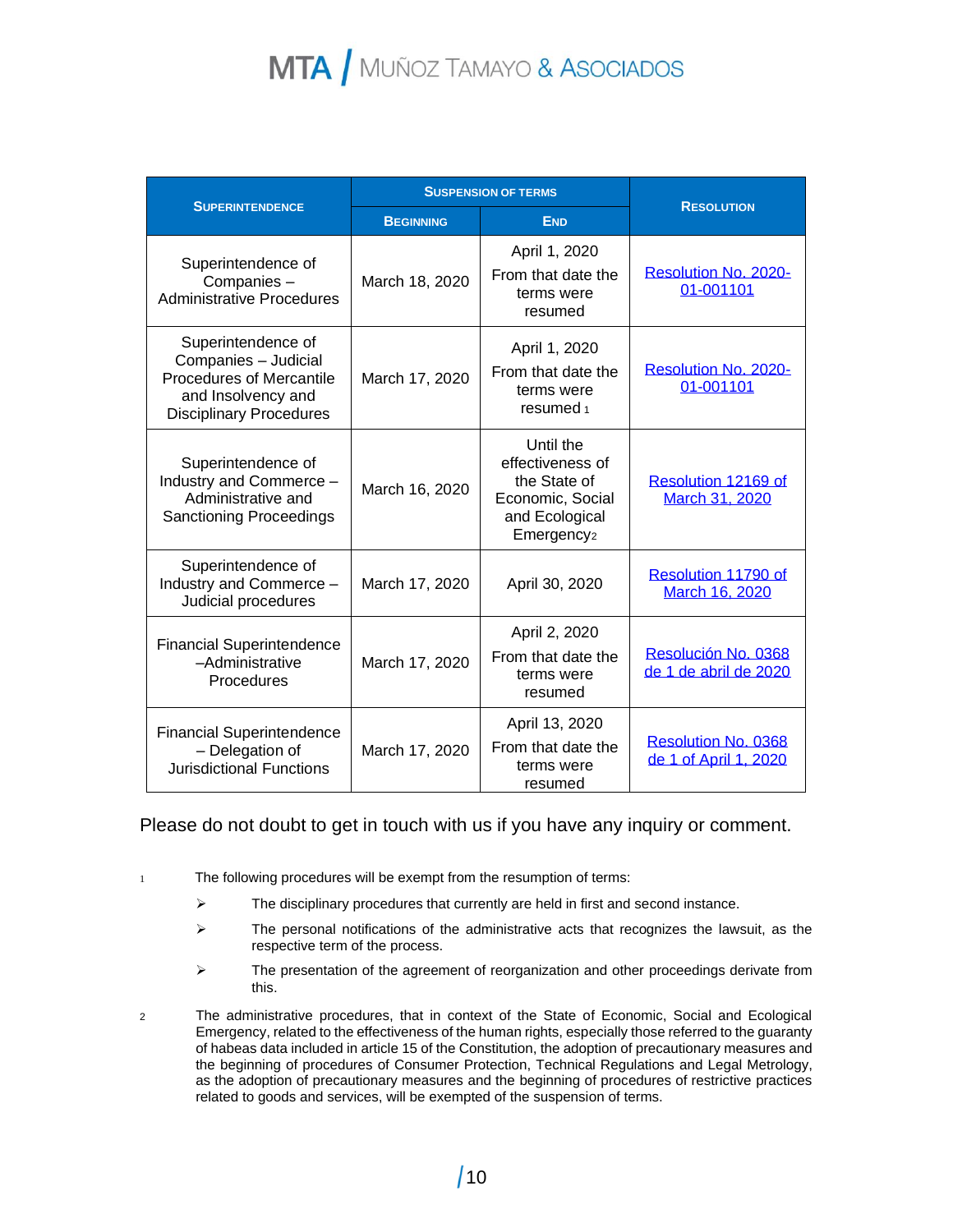| SUPERINTENDENCE | SUSPENSION OF TERMS | | RESOLUTION |
|---|---|---|---|
| | BEGINNING | END | |
| Superintendence of Companies – Administrative Procedures | March 18, 2020 | April 1, 2020<br>From that date the terms were resumed | Resolution No. 2020-01-001101 |
| Superintendence of Companies – Judicial Procedures of Mercantile and Insolvency and Disciplinary Procedures | March 17, 2020 | April 1, 2020<br>From that date the terms were resumed [1] | Resolution No. 2020-01-001101 |
| Superintendence of Industry and Commerce – Administrative and Sanctioning Proceedings | March 16, 2020 | Until the effectiveness of the State of Economic, Social and Ecological Emergency[2] | Resolution 12169 of March 31, 2020 |
| Superintendence of Industry and Commerce – Judicial procedures | March 17, 2020 | April 30, 2020 | Resolution 11790 of March 16, 2020 |
| Financial Superintendence –Administrative Procedures | March 17, 2020 | April 2, 2020<br>From that date the terms were resumed | Resolución No. 0368 de 1 de abril de 2020 |
| Financial Superintendence – Delegation of Jurisdictional Functions | March 17, 2020 | April 13, 2020<br>From that date the terms were resumed | Resolution No. 0368 de 1 of April 1, 2020 |

Please do not doubt to get in touch with us if you have any inquiry or comment.

[1] The following procedures will be exempt from the resumption of terms:

- The disciplinary procedures that currently are held in first and second instance.
- The personal notifications of the administrative acts that recognizes the lawsuit, as the respective term of the process.
- The presentation of the agreement of reorganization and other proceedings derivate from this.

[2] The administrative procedures, that in context of the State of Economic, Social and Ecological Emergency, related to the effectiveness of the human rights, especially those referred to the guaranty of habeas data included in article 15 of the Constitution, the adoption of precautionary measures and the beginning of procedures of Consumer Protection, Technical Regulations and Legal Metrology, as the adoption of precautionary measures and the beginning of procedures of restrictive practices related to goods and services, will be exempted of the suspension of terms.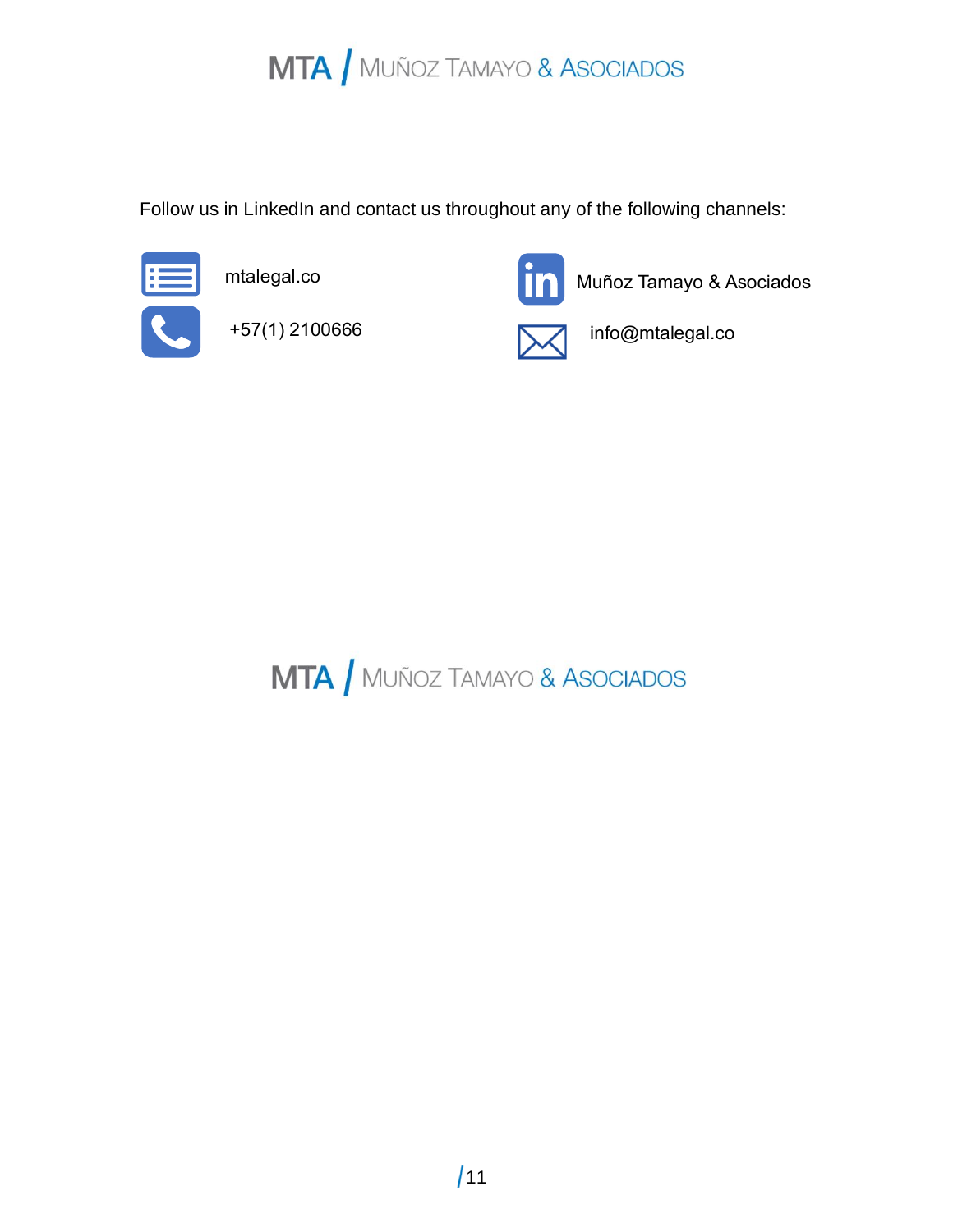MTA / MUÑOZ TAMAYO & ASOCIADOS

Follow us in LinkedIn and contact us throughout any of the following channels:

mtalegal.co

+57(1) 2100666

Muñoz Tamayo & Asociados

info@mtalegal.co

MTA / MUÑOZ TAMAYO & ASOCIADOS